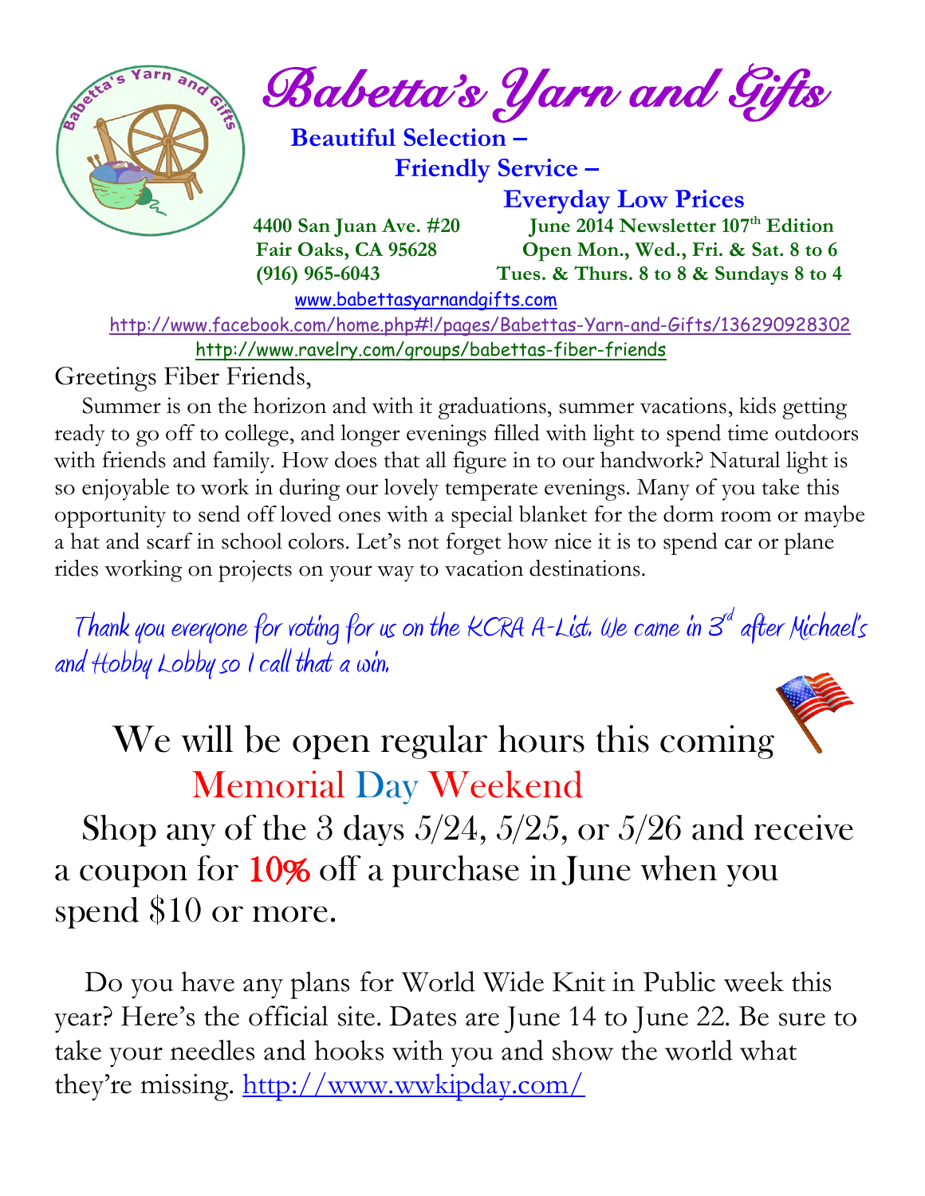# Babetta's Yarn and Gifts

**Beautiful Selection –**
**Friendly Service –**
**Everyday Low Prices**

**4400 San Juan Ave. #20**
**Fair Oaks, CA 95628**
**(916) 965-6043**

**June 2014 Newsletter 107th Edition**
**Open Mon., Wed., Fri. & Sat. 8 to 6**
**Tues. & Thurs. 8 to 8 & Sundays 8 to 4**

www.babettasyarnandgifts.com

http://www.facebook.com/home.php#!/pages/Babettas-Yarn-and-Gifts/136290928302

http://www.ravelry.com/groups/babettas-fiber-friends

Greetings Fiber Friends,

Summer is on the horizon and with it graduations, summer vacations, kids getting ready to go off to college, and longer evenings filled with light to spend time outdoors with friends and family. How does that all figure in to our handwork? Natural light is so enjoyable to work in during our lovely temperate evenings. Many of you take this opportunity to send off loved ones with a special blanket for the dorm room or maybe a hat and scarf in school colors. Let's not forget how nice it is to spend car or plane rides working on projects on your way to vacation destinations.

*Thank you everyone for voting for us on the KCRA A-List. We came in 3rd after Michael's and Hobby Lobby so I call that a win.*

## We will be open regular hours this coming Memorial Day Weekend

Shop any of the 3 days 5/24, 5/25, or 5/26 and receive a coupon for **10%** off a purchase in June when you spend $10 or more.

Do you have any plans for World Wide Knit in Public week this year? Here's the official site. Dates are June 14 to June 22. Be sure to take your needles and hooks with you and show the world what they're missing. http://www.wwkipday.com/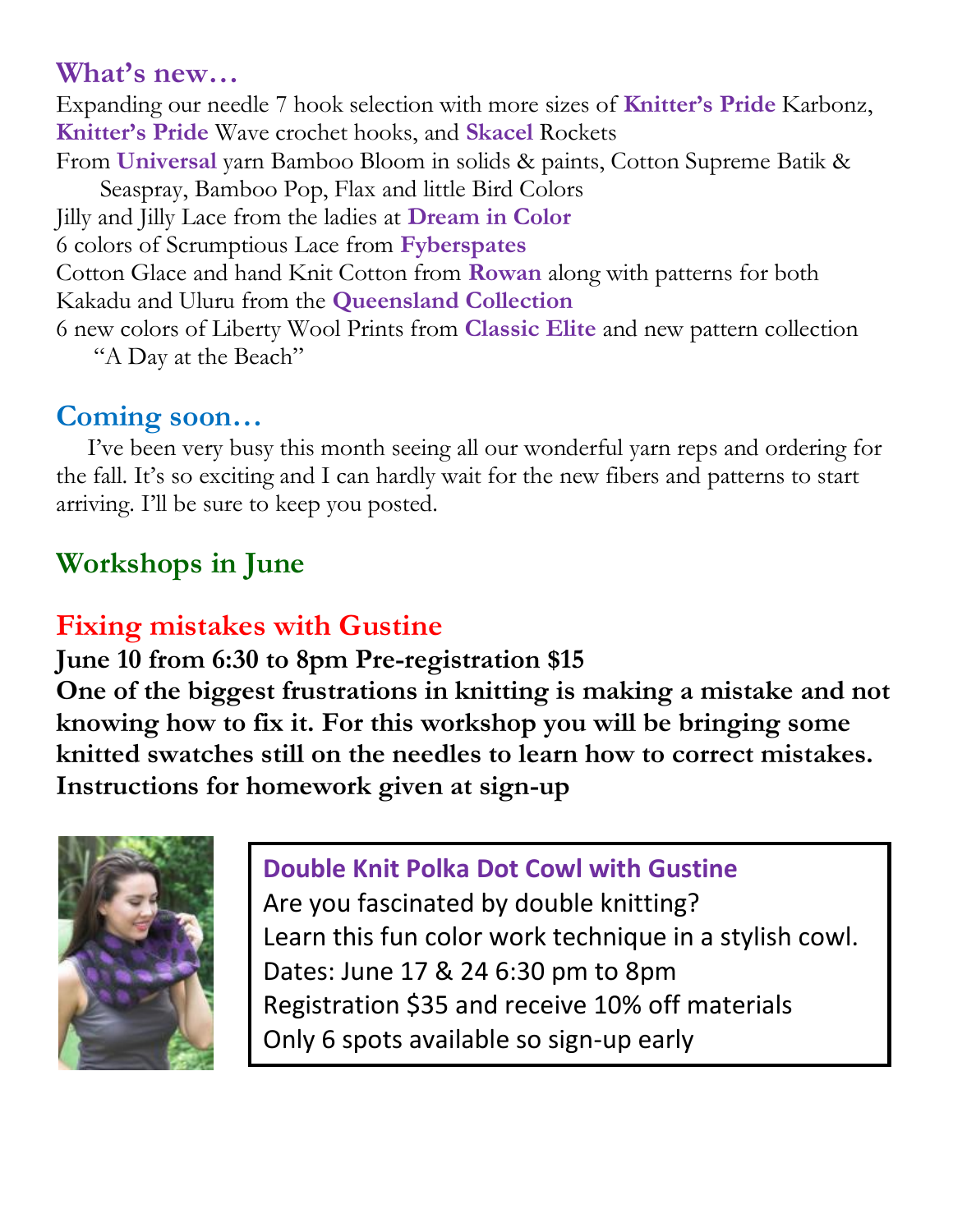## What's new…

Expanding our needle 7 hook selection with more sizes of **Knitter's Pride** Karbonz, **Knitter's Pride** Wave crochet hooks, and **Skacel** Rockets

From **Universal** yarn Bamboo Bloom in solids & paints, Cotton Supreme Batik & Seaspray, Bamboo Pop, Flax and little Bird Colors

Jilly and Jilly Lace from the ladies at **Dream in Color**

6 colors of Scrumptious Lace from **Fyberspates**

Cotton Glace and hand Knit Cotton from **Rowan** along with patterns for both Kakadu and Uluru from the **Queensland Collection**

6 new colors of Liberty Wool Prints from **Classic Elite** and new pattern collection "A Day at the Beach"

## Coming soon…

I've been very busy this month seeing all our wonderful yarn reps and ordering for the fall. It's so exciting and I can hardly wait for the new fibers and patterns to start arriving. I'll be sure to keep you posted.

## Workshops in June

### Fixing mistakes with Gustine

**June 10 from 6:30 to 8pm Pre-registration $15**

**One of the biggest frustrations in knitting is making a mistake and not knowing how to fix it. For this workshop you will be bringing some knitted swatches still on the needles to learn how to correct mistakes. Instructions for homework given at sign-up**

### Double Knit Polka Dot Cowl with Gustine

Are you fascinated by double knitting?
Learn this fun color work technique in a stylish cowl.
Dates: June 17 & 24 6:30 pm to 8pm
Registration $35 and receive 10% off materials
Only 6 spots available so sign-up early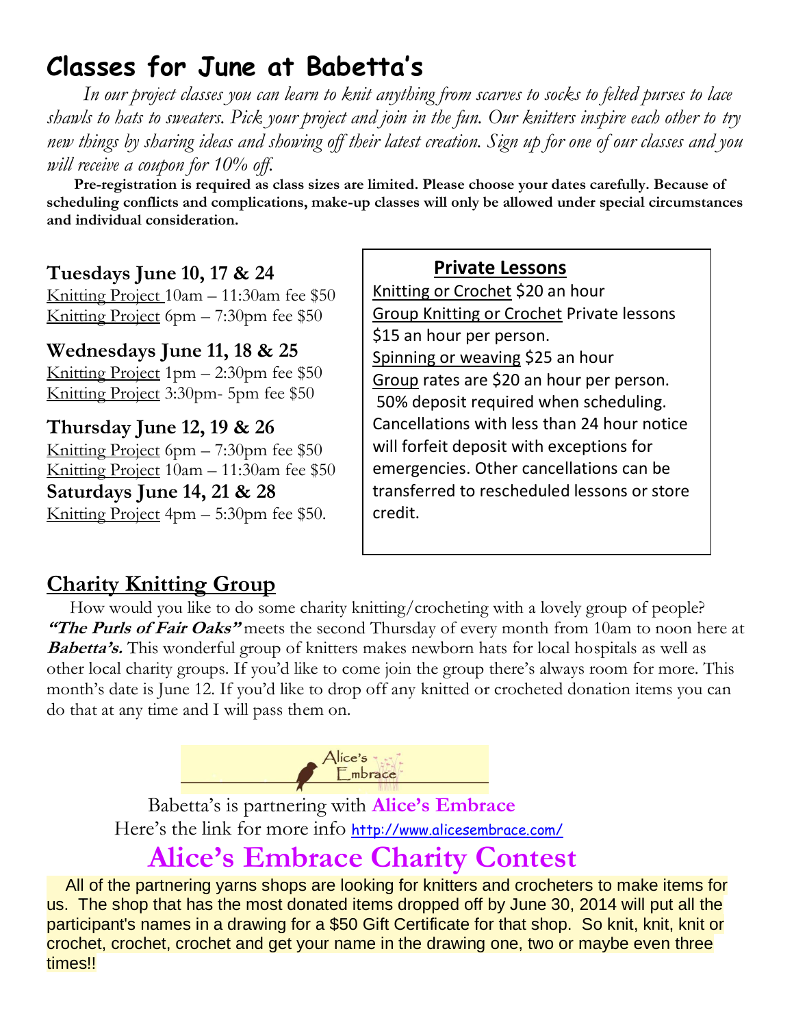# Classes for June at Babetta's

*In our project classes you can learn to knit anything from scarves to socks to felted purses to lace shawls to hats to sweaters. Pick your project and join in the fun. Our knitters inspire each other to try new things by sharing ideas and showing off their latest creation. Sign up for one of our classes and you will receive a coupon for 10% off.*

**Pre-registration is required as class sizes are limited. Please choose your dates carefully. Because of scheduling conflicts and complications, make-up classes will only be allowed under special circumstances and individual consideration.**

### Tuesdays June 10, 17 & 24

Knitting Project 10am – 11:30am fee $50
Knitting Project 6pm – 7:30pm fee $50

### Wednesdays June 11, 18 & 25

Knitting Project 1pm – 2:30pm fee $50
Knitting Project 3:30pm- 5pm fee $50

### Thursday June 12, 19 & 26

Knitting Project 6pm – 7:30pm fee $50
Knitting Project 10am – 11:30am fee $50

### Saturdays June 14, 21 & 28

Knitting Project 4pm – 5:30pm fee $50.

### Private Lessons

Knitting or Crochet $20 an hour
Group Knitting or Crochet Private lessons $15 an hour per person.
Spinning or weaving $25 an hour
Group rates are $20 an hour per person.
50% deposit required when scheduling. Cancellations with less than 24 hour notice will forfeit deposit with exceptions for emergencies. Other cancellations can be transferred to rescheduled lessons or store credit.

## Charity Knitting Group

How would you like to do some charity knitting/crocheting with a lovely group of people? ***"The Purls of Fair Oaks"*** meets the second Thursday of every month from 10am to noon here at ***Babetta's.*** This wonderful group of knitters makes newborn hats for local hospitals as well as other local charity groups. If you'd like to come join the group there's always room for more. This month's date is June 12. If you'd like to drop off any knitted or crocheted donation items you can do that at any time and I will pass them on.

Alice's Embrace

Babetta's is partnering with **Alice's Embrace**
Here's the link for more info http://www.alicesembrace.com/

## Alice's Embrace Charity Contest

All of the partnering yarns shops are looking for knitters and crocheters to make items for us. The shop that has the most donated items dropped off by June 30, 2014 will put all the participant's names in a drawing for a $50 Gift Certificate for that shop. So knit, knit, knit or crochet, crochet, crochet and get your name in the drawing one, two or maybe even three times!!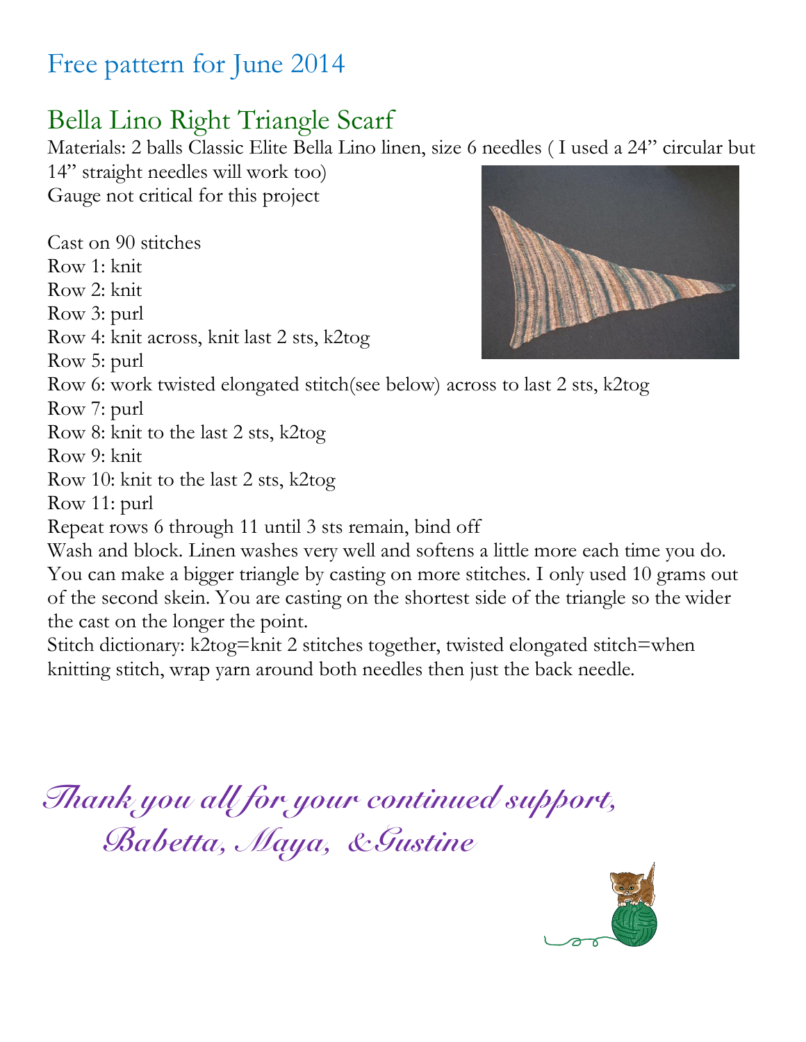# Free pattern for June 2014

## Bella Lino Right Triangle Scarf

Materials: 2 balls Classic Elite Bella Lino linen, size 6 needles ( I used a 24" circular but 14" straight needles will work too)
Gauge not critical for this project

Cast on 90 stitches
Row 1: knit
Row 2: knit
Row 3: purl
Row 4: knit across, knit last 2 sts, k2tog
Row 5: purl
Row 6: work twisted elongated stitch(see below) across to last 2 sts, k2tog
Row 7: purl
Row 8: knit to the last 2 sts, k2tog
Row 9: knit
Row 10: knit to the last 2 sts, k2tog
Row 11: purl
Repeat rows 6 through 11 until 3 sts remain, bind off
Wash and block. Linen washes very well and softens a little more each time you do.
You can make a bigger triangle by casting on more stitches. I only used 10 grams out of the second skein. You are casting on the shortest side of the triangle so the wider the cast on the longer the point.
Stitch dictionary: k2tog=knit 2 stitches together, twisted elongated stitch=when knitting stitch, wrap yarn around both needles then just the back needle.

*Thank you all for your continued support,*
*Babetta, Maya, &Gustine*